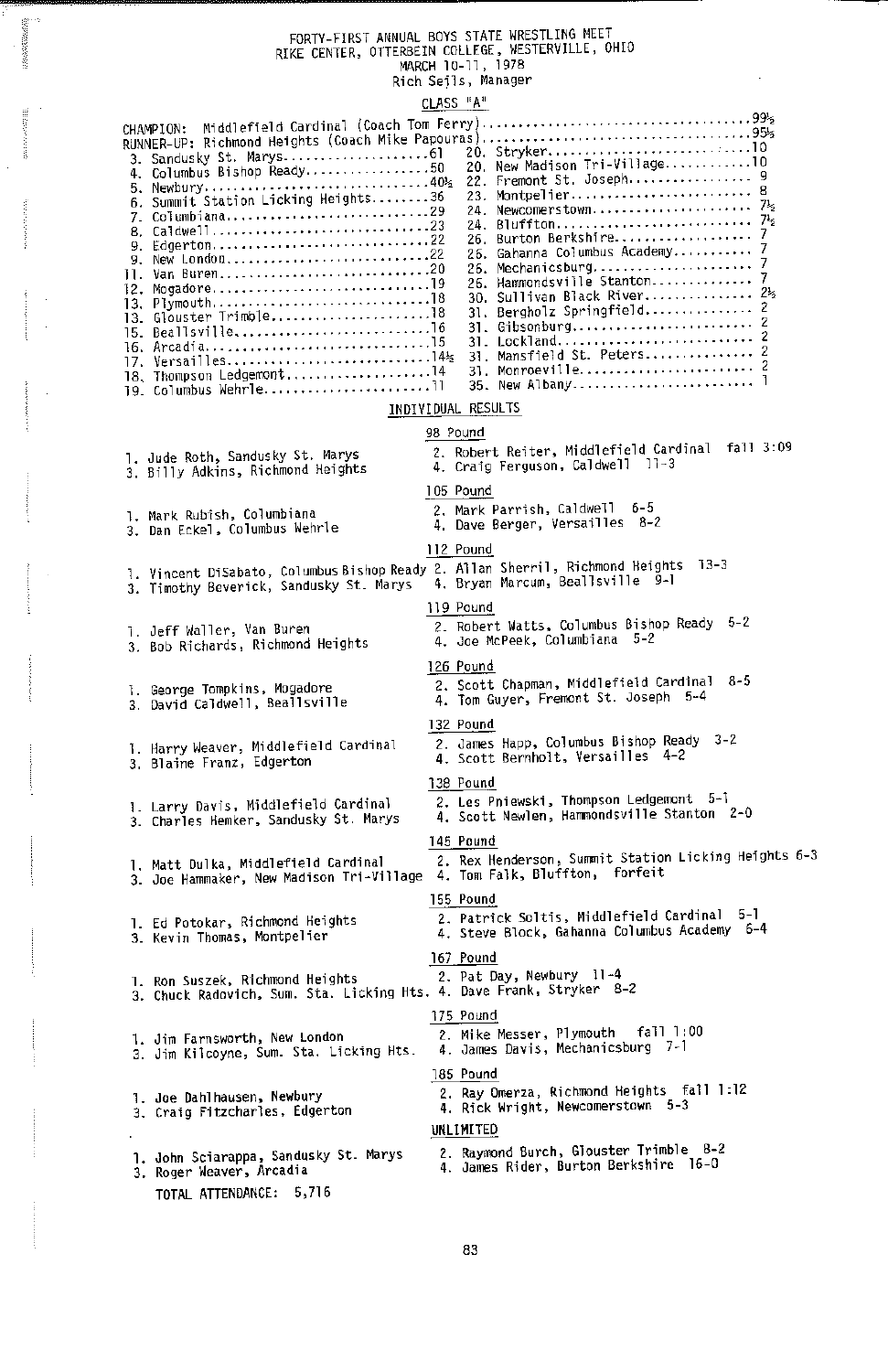FORTY-FIRST ANNUAL BOYS STATE WRESTLING MEET
RIKE CENTER, OTTERBEIN COLLEGE, WESTERVILLE, OHIO
MARCH 10-11, 1978
Rich Seils, Manager

## CLASS "A"

CHAMPION: Middlefield Cardinal (Coach Tom Ferry)....99½
RUNNER-UP: Richmond Heights (Coach Mike Papouras)....95½

| Place | School | Points | Place | School | Points |
|---|---|---|---|---|---|
| 3. | Sandusky St. Marys | 61 | 20. | Stryker | 10 |
| 4. | Columbus Bishop Ready | 50 | 20. | New Madison Tri-Village | 10 |
| 5. | Newbury | 40½ | 22. | Fremont St. Joseph | 9 |
| 6. | Summit Station Licking Heights | 36 | 23. | Montpelier | 8 |
| 7. | Columbiana | 29 | 24. | Newcomerstown | 7½ |
| 8. | Caldwell | 23 | 24. | Bluffton | 7½ |
| 9. | Edgerton | 22 | 26. | Burton Berkshire | 7 |
| 9. | New London | 22 | 26. | Gahanna Columbus Academy | 7 |
| 11. | Van Buren | 20 | 26. | Mechanicsburg | 7 |
| 12. | Mogadore | 19 | 26. | Hammondsville Stanton | 7 |
| 13. | Plymouth | 18 | 30. | Sullivan Black River | 2½ |
| 13. | Glouster Trimble | 18 | 31. | Bergholz Springfield | 2 |
| 15. | Beallsville | 16 | 31. | Gibsonburg | 2 |
| 16. | Arcadia | 15 | 31. | Lockland | 2 |
| 17. | Versailles | 14½ | 31. | Mansfield St. Peters | 2 |
| 18. | Thompson Ledgemont | 14 | 31. | Monroeville | 2 |
| 19. | Columbus Wehrle | 11 | 35. | New Albany | 1 |

## INDIVIDUAL RESULTS

### 98 Pound
1. Jude Roth, Sandusky St. Marys
2. Robert Reiter, Middlefield Cardinal fall 3:09
3. Billy Adkins, Richmond Heights
4. Craig Ferguson, Caldwell 11-3

### 105 Pound
1. Mark Rubish, Columbiana
2. Mark Parrish, Caldwell 6-5
3. Dan Eckel, Columbus Wehrle
4. Dave Berger, Versailles 8-2

### 112 Pound
1. Vincent DiSabato, Columbus Bishop Ready
2. Allan Sherril, Richmond Heights 13-3
3. Timothy Beverick, Sandusky St. Marys
4. Bryan Marcum, Beallsville 9-1

### 119 Pound
1. Jeff Waller, Van Buren
2. Robert Watts, Columbus Bishop Ready 5-2
3. Bob Richards, Richmond Heights
4. Joe McPeek, Columbiana 5-2

### 126 Pound
1. George Tompkins, Mogadore
2. Scott Chapman, Middlefield Cardinal 8-5
3. David Caldwell, Beallsville
4. Tom Guyer, Fremont St. Joseph 5-4

### 132 Pound
1. Harry Weaver, Middlefield Cardinal
2. James Happ, Columbus Bishop Ready 3-2
3. Blaine Franz, Edgerton
4. Scott Bernholt, Versailles 4-2

### 138 Pound
1. Larry Davis, Middlefield Cardinal
2. Les Pniewski, Thompson Ledgemont 5-1
3. Charles Hemker, Sandusky St. Marys
4. Scott Newlen, Hammondsville Stanton 2-0

### 145 Pound
1. Matt Dulka, Middlefield Cardinal
2. Rex Henderson, Summit Station Licking Heights 6-3
3. Joe Hammaker, New Madison Tri-Village
4. Tom Falk, Bluffton, forfeit

### 155 Pound
1. Ed Potokar, Richmond Heights
2. Patrick Soltis, Middlefield Cardinal 5-1
3. Kevin Thomas, Montpelier
4. Steve Block, Gahanna Columbus Academy 6-4

### 167 Pound
1. Ron Suszek, Richmond Heights
2. Pat Day, Newbury 11-4
3. Chuck Radovich, Sum. Sta. Licking Hts.
4. Dave Frank, Stryker 8-2

### 175 Pound
1. Jim Farnsworth, New London
2. Mike Messer, Plymouth fall 1:00
3. Jim Kilcoyne, Sum. Sta. Licking Hts.
4. James Davis, Mechanicsburg 7-1

### 185 Pound
1. Joe Dahlhausen, Newbury
2. Ray Omerza, Richmond Heights fall 1:12
3. Craig Fitzcharles, Edgerton
4. Rick Wright, Newcomerstown 5-3

### UNLIMITED
1. John Sciarappa, Sandusky St. Marys
2. Raymond Burch, Glouster Trimble 8-2
3. Roger Weaver, Arcadia
4. James Rider, Burton Berkshire 16-0

TOTAL ATTENDANCE: 5,716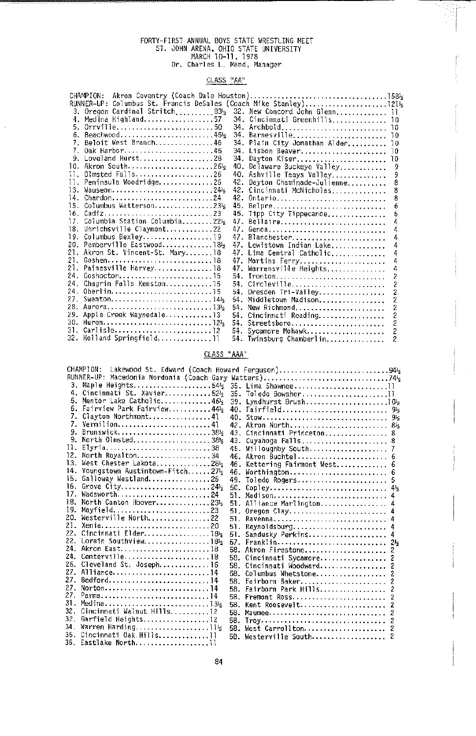FORTY-FIRST ANNUAL BOYS STATE WRESTLING MEET
ST. JOHN ARENA, OHIO STATE UNIVERSITY
MARCH 10-11, 1978
Dr. Charles L. Mand, Manager

## CLASS "AA"

CHAMPION: Akron Coventry (Coach Dale Houston)....158½
RUNNER-UP: Columbus St. Francis DeSales (Coach Mike Stanley)....121½

3. Oregon Cardinal Stritch....83½
4. Medina Highland....57
5. Orrville....50
6. Beachwood....46½
7. Beloit West Branch....46
7. Oak Harbor....46
9. Loveland Hurst....28
10. Akron South....26½
11. Olmsted Falls....26
11. Peninsula Woodridge....26
13. Wauseon....24½
14. Chardon....24
15. Columbus Watterson....23½
16. Cadiz....23
17. Columbia Station Columbia....22½
18. Uhrichsville Claymont....22
19. Columbus Bexley....19
20. Pemberville Eastwood....18½
21. Akron St. Vincent-St. Mary....18
21. Goshen....18
21. Painesville Harvey....18
24. Coshocton....15
24. Chagrin Falls Kenston....15
24. Oberlin....15
27. Swanton....14½
28. Aurora....13½
29. Apple Creek Waynedale....13
30. Huron....12½
31. Carlisle....12
32. Holland Springfield....11
32. New Concord John Glenn....11
34. Cincinnati Greenhills....10
34. Archbold....10
34. Barnesville....10
34. Plain City Jonathan Alder....10
34. Lisbon Beaver....10
34. Dayton Kiser....10
40. Delaware Buckeye Valley....9
40. Ashville Teays Valley....9
42. Dayton Chaminade-Julienne....8
42. Cincinnati McNicholas....8
42. Ontario....8
45. Belpre....6
45. Tipp City Tippecanoe....6
47. Bellaire....4
47. Genoa....4
47. Blanchester....4
47. Lewistown Indian Lake....4
47. Lima Central Catholic....4
47. Martins Ferry....4
47. Warrensville Heights....4
54. Ironton....2
54. Circleville....2
54. Dresden Tri-Valley....2
54. Middletown Madison....2
54. New Richmond....2
54. Cincinnati Reading....2
54. Streetsboro....2
54. Sycamore Mohawk....2
54. Twinsburg Chamberlin....2

## CLASS "AAA"

CHAMPION: Lakewood St. Edward (Coach Howard Ferguson)....94½
RUNNER-UP: Macedonia Nordonia (Coach Gary Watters)....74½

3. Maple Heights....54½
4. Cincinnati St. Xavier....52½
5. Mentor Lake Catholic....46½
6. Fairview Park Fairview....44½
7. Clayton Northmont....41
7. Vermilion....41
9. Brunswick....38½
9. North Olmsted....38½
11. Elyria....38
12. North Royalton....34
13. West Chester Lakota....28½
14. Youngstown Austintown-Fitch....27½
15. Galloway Westland....25
16. Grove City....24½
17. Wadsworth....24
18. North Canton Hoover....23½
19. Mayfield....23
20. Westerville North....22
21. Xenia....20
22. Cincinnati Elder....18½
22. Lorain Southview....18½
24. Akron East....18
24. Centerville....18
26. Cleveland St. Joseph....15
27. Alliance....14
27. Bedford....14
27. Norton....14
27. Parma....14
31. Medina....13½
32. Cincinnati Walnut Hills....12
32. Garfield Heights....12
34. Warren Harding....11½
35. Cincinnati Oak Hills....11
35. Eastlake North....11
35. Lima Shawnee....11
35. Toledo Bowsher....11
39. Lyndhurst Brush....10½
40. Fairfield....9½
40. Stow....9½
42. Akron North....8½
43. Cincinnati Princeton....8
43. Cuyahoga Falls....8
45. Willoughby South....7
46. Akron Buchtel....6
46. Kettering Fairmont West....6
46. Worthington....6
49. Toledo Rogers....5
50. Copley....4½
51. Madison....4
51. Alliance Marlington....4
51. Oregon Clay....4
51. Ravenna....4
51. Reynoldsburg....4
51. Sandusky Perkins....4
57. Franklin....2½
58. Akron Firestone....2
58. Cincinnati Sycamore....2
58. Cincinnati Woodward....2
58. Columbus Whetstone....2
58. Fairborn Baker....2
58. Fairborn Park Hills....2
58. Fremont Ross....2
58. Kent Roosevelt....2
58. Maumee....2
58. Troy....2
58. West Carrollton....2
58. Westerville South....2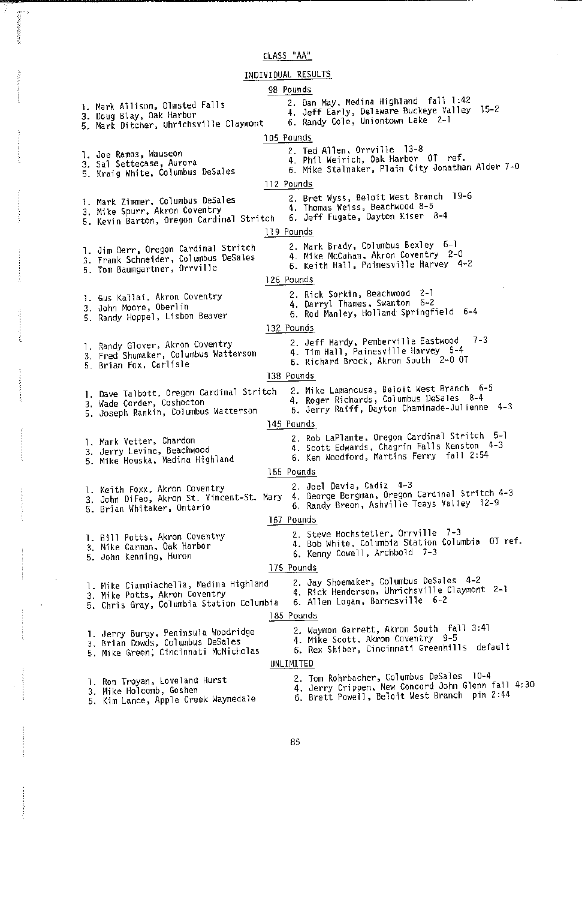## CLASS "AA"

### INDIVIDUAL RESULTS

#### 98 Pounds

1. Mark Allison, Olmsted Falls
2. Dan May, Medina Highland fall 1:42
3. Doug Blay, Oak Harbor
4. Jeff Early, Delaware Buckeye Valley 15-2
5. Mark Ditcher, Uhrichsville Claymont
6. Randy Cole, Uniontown Lake 2-1

#### 105 Pounds

1. Joe Ramos, Wauseon
2. Ted Allen, Orrville 13-8
3. Sal Settecase, Aurora
4. Phil Weirich, Oak Harbor OT ref.
5. Kraig White, Columbus DeSales
6. Mike Stalnaker, Plain City Jonathan Alder 7-0

#### 112 Pounds

1. Mark Zimmer, Columbus DeSales
2. Bret Wyss, Beloit West Branch 19-6
3. Mike Spurr, Akron Coventry
4. Thomas Weiss, Beachwood 8-5
5. Kevin Barton, Oregon Cardinal Stritch
6. Jeff Fugate, Dayton Kiser 8-4

#### 119 Pounds

1. Jim Derr, Oregon Cardinal Stritch
2. Mark Brady, Columbus Bexley 6-1
3. Frank Schneider, Columbus DeSales
4. Mike McCahan, Akron Coventry 2-0
5. Tom Baumgartner, Orrville
6. Keith Hall, Painesville Harvey 4-2

#### 126 Pounds

1. Gus Kallai, Akron Coventry
2. Rick Sorkin, Beachwood 2-1
3. John Moore, Oberlin
4. Darryl Thames, Swanton 6-2
5. Randy Hoppel, Lisbon Beaver
6. Rod Manley, Holland Springfield 6-4

#### 132 Pounds

1. Randy Glover, Akron Coventry
2. Jeff Hardy, Pemberville Eastwood 7-3
3. Fred Shumaker, Columbus Watterson
4. Tim Hall, Painesville Harvey 5-4
5. Brian Fox, Carlisle
6. Richard Brock, Akron South 2-0 OT

#### 138 Pounds

1. Dave Talbott, Oregon Cardinal Stritch
2. Mike Lamancusa, Beloit West Branch 6-5
3. Wade Corder, Coshocton
4. Roger Richards, Columbus DeSales 8-4
5. Joseph Rankin, Columbus Watterson
6. Jerry Raiff, Dayton Chaminade-Julienne 4-3

#### 145 Pounds

1. Mark Vetter, Chardon
2. Rob LaPlante, Oregon Cardinal Stritch 5-1
3. Jerry Levine, Beachwood
4. Scott Edwards, Chagrin Falls Kenston 4-3
5. Mike Houska, Medina Highland
6. Ken Woodford, Martins Ferry fall 2:54

#### 155 Pounds

1. Keith Foxx, Akron Coventry
2. Joel Davis, Cadiz 4-3
3. John DiFeo, Akron St. Vincent-St. Mary
4. George Bergman, Oregon Cardinal Stritch 4-3
5. Brian Whitaker, Ontario
6. Randy Breon, Ashville Teays Valley 12-9

#### 167 Pounds

1. Bill Potts, Akron Coventry
2. Steve Hochstetler, Orrville 7-3
3. Mike Carman, Oak Harbor
4. Bob White, Columbia Station Columbia OT ref.
5. John Kenning, Huron
6. Kenny Cowell, Archbold 7-3

#### 175 Pounds

1. Mike Ciammiachella, Medina Highland
2. Jay Shoemaker, Columbus DeSales 4-2
3. Mike Potts, Akron Coventry
4. Rick Henderson, Uhrichsville Claymont 2-1
5. Chris Gray, Columbia Station Columbia
6. Allen Logan, Barnesville 6-2

#### 185 Pounds

1. Jerry Burgy, Peninsula Woodridge
2. Waymon Garrett, Akron South fall 3:41
3. Brian Dowds, Columbus DeSales
4. Mike Scott, Akron Coventry 9-5
5. Mike Green, Cincinnati McNicholas
6. Rex Shiber, Cincinnati Greenhills default

#### UNLIMITED

1. Ron Troyan, Loveland Hurst
2. Tom Rohrbacher, Columbus DeSales 10-4
3. Mike Holcomb, Goshen
4. Jerry Crippen, New Concord John Glenn fall 4:30
5. Kim Lance, Apple Creek Waynedale
6. Brett Powell, Beloit West Branch pin 2:44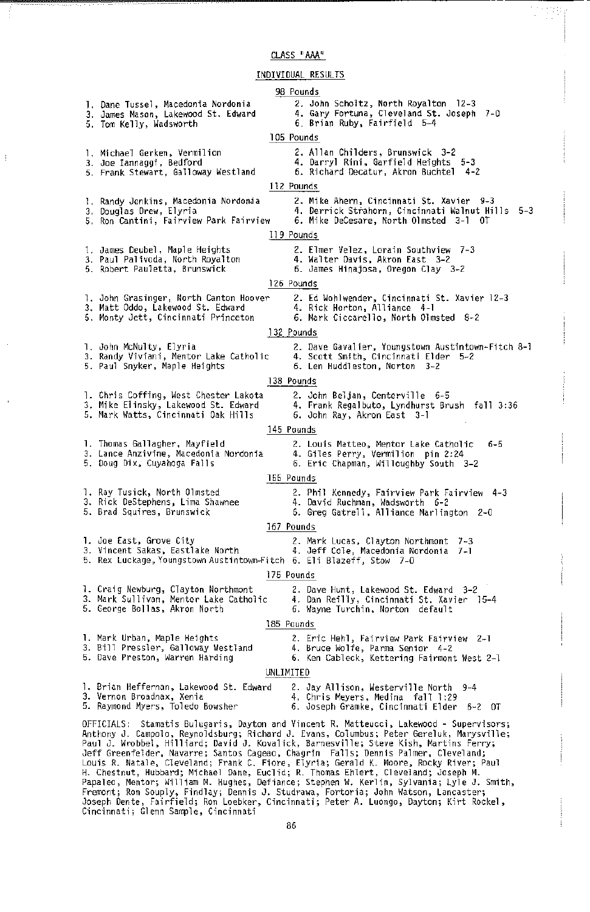## CLASS "AAA"

### INDIVIDUAL RESULTS

#### 98 Pounds

1. Dane Tussel, Macedonia Nordonia
2. John Scholtz, North Royalton 12-3
3. James Mason, Lakewood St. Edward
4. Gary Fortuna, Cleveland St. Joseph 7-0
5. Tom Kelly, Wadsworth
6. Brian Ruby, Fairfield 5-4

#### 105 Pounds

1. Michael Gerken, Vermilion
2. Allan Childers, Brunswick 3-2
3. Joe Iannaggi, Bedford
4. Darryl Rini, Garfield Heights 5-3
5. Frank Stewart, Galloway Westland
6. Richard Decatur, Akron Buchtel 4-2

#### 112 Pounds

1. Randy Jenkins, Macedonia Nordonia
2. Mike Ahern, Cincinnati St. Xavier 9-3
3. Douglas Drew, Elyria
4. Derrick Strahorn, Cincinnati Walnut Hills 5-3
5. Ron Cantini, Fairview Park Fairview
6. Mike DeCesare, North Olmsted 3-1 OT

#### 119 Pounds

1. James Deubel, Maple Heights
2. Elmer Velez, Lorain Southview 7-3
3. Paul Palivoda, North Royalton
4. Walter Davis, Akron East 3-2
5. Robert Pauletta, Brunswick
6. James Hinajosa, Oregon Clay 3-2

#### 126 Pounds

1. John Grasinger, North Canton Hoover
2. Ed Wohlwender, Cincinnati St. Xavier 12-3
3. Matt Oddo, Lakewood St. Edward
4. Rick Horton, Alliance 4-1
5. Monty Jett, Cincinnati Princeton
6. Mark Ciccarello, North Olmsted 8-2

#### 132 Pounds

1. John McNulty, Elyria
2. Dave Gavalier, Youngstown Austintown-Fitch 8-1
3. Randy Viviani, Mentor Lake Catholic
4. Scott Smith, Cincinnati Elder 5-2
5. Paul Snyker, Maple Heights
6. Len Huddleston, Norton 3-2

#### 138 Pounds

1. Chris Coffing, West Chester Lakota
2. John Beljan, Centerville 6-5
3. Mike Elinsky, Lakewood St. Edward
4. Frank Regalbuto, Lyndhurst Brush fall 3:36
5. Mark Watts, Cincinnati Oak Hills
6. John Ray, Akron East 3-1

#### 145 Pounds

1. Thomas Gallagher, Mayfield
2. Louis Matteo, Mentor Lake Catholic 6-5
3. Lance Anzivine, Macedonia Nordonia
4. Giles Perry, Vermilion pin 2:24
5. Doug Dix, Cuyahoga Falls
6. Eric Chapman, Willoughby South 3-2

#### 155 Pounds

1. Ray Tusick, North Olmsted
2. Phil Kennedy, Fairview Park Fairview 4-3
3. Rick DeStephens, Lima Shawnee
4. David Ruchman, Wadsworth 6-2
5. Brad Squires, Brunswick
6. Greg Gatrell, Alliance Marlington 2-0

#### 167 Pounds

1. Joe East, Grove City
2. Mark Lucas, Clayton Northmont 7-3
3. Vincent Sakas, Eastlake North
4. Jeff Cole, Macedonia Nordonia 7-1
5. Rex Luckage, Youngstown Austintown-Fitch
6. Eli Blazeff, Stow 7-0

#### 175 Pounds

1. Craig Newburg, Clayton Northmont
2. Dave Hunt, Lakewood St. Edward 3-2
3. Mark Sullivan, Mentor Lake Catholic
4. Dan Reilly, Cincinnati St. Xavier 15-4
5. George Bollas, Akron North
6. Wayne Turchin, Norton default

#### 185 Pounds

1. Mark Urban, Maple Heights
2. Eric Hehl, Fairview Park Fairview 2-1
3. Bill Pressler, Galloway Westland
4. Bruce Wolfe, Parma Senior 4-2
5. Dave Preston, Warren Harding
6. Ken Cableck, Kettering Fairmont West 2-1

#### UNLIMITED

1. Brian Heffernan, Lakewood St. Edward
2. Jay Allison, Westerville North 9-4
3. Vernon Broadnax, Xenia
4. Chris Meyers, Medina fall 1:29
5. Raymond Myers, Toledo Bowsher
6. Joseph Gramke, Cincinnati Elder 6-2 OT

OFFICIALS: Stamatis Bulugaris, Dayton and Vincent R. Matteucci, Lakewood - Supervisors; Anthony J. Campolo, Reynoldsburg; Richard J. Evans, Columbus; Peter Gereluk, Marysville; Paul J. Wrobbel, Hilliard; David J. Kovalick, Barnesville; Steve Kish, Martins Ferry; Jeff Greenfelder, Navarre; Santos Cageao, Chagrin Falls; Dennis Palmer, Cleveland; Louis R. Natale, Cleveland; Frank C. Fiore, Elyria; Gerald K. Moore, Rocky River; Paul H. Chestnut, Hubbard; Michael Dane, Euclid; R. Thomas Ehlert, Cleveland; Joseph M. Papaleo, Mentor; William M. Hughes, Defiance; Stephen W. Kerlin, Sylvania; Lyle J. Smith, Fremont; Ron Souply, Findlay; Dennis J. Studrawa, Fortoria; John Watson, Lancaster; Joseph Dente, Fairfield; Ron Loebker, Cincinnati; Peter A. Luongo, Dayton; Kirt Rockel, Cincinnati; Glenn Sample, Cincinnati